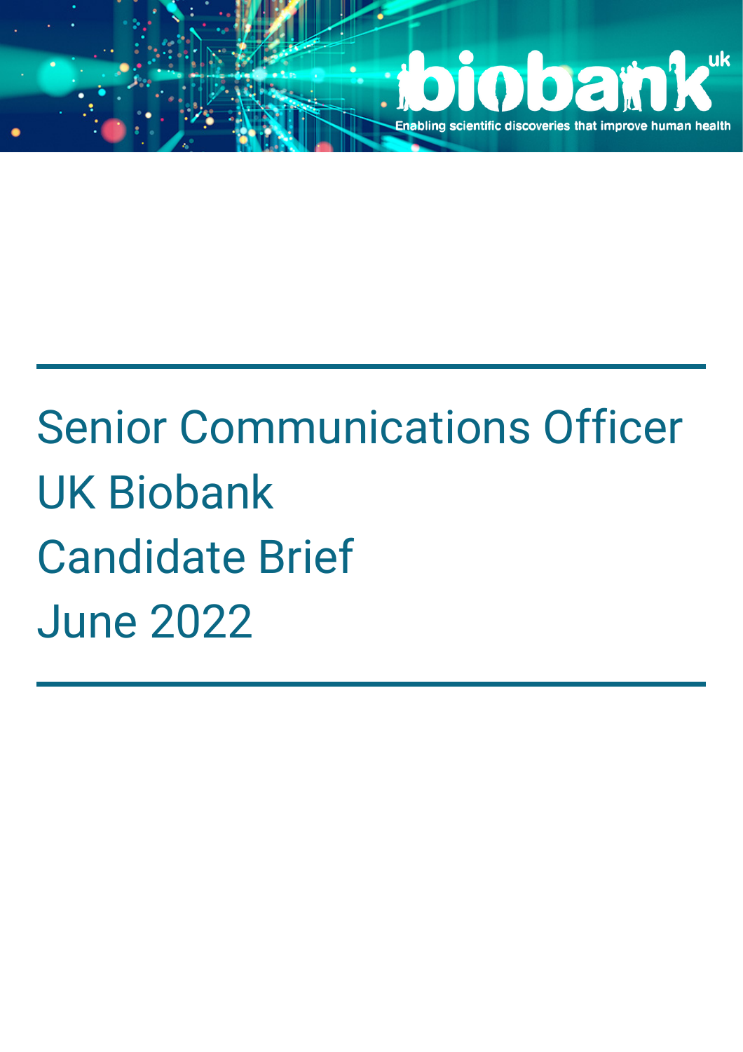biobank uk

Enabling scientific discoveries that improve human health

# Senior Communications Officer
# UK Biobank
# Candidate Brief
# June 2022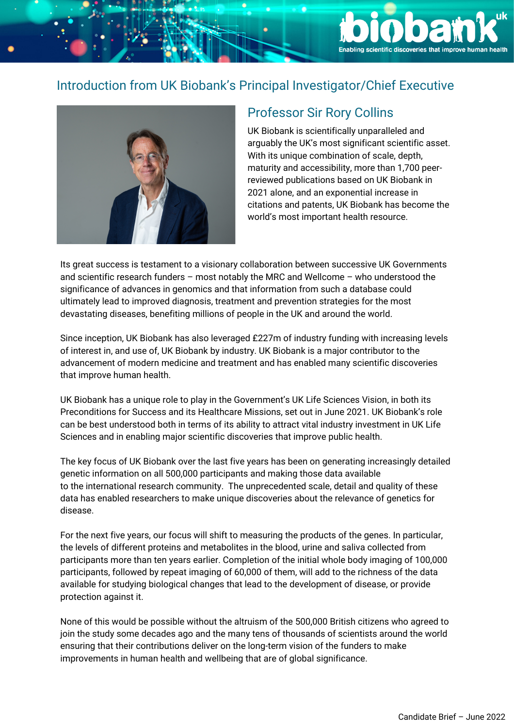## Introduction from UK Biobank's Principal Investigator/Chief Executive

### Professor Sir Rory Collins

UK Biobank is scientifically unparalleled and arguably the UK's most significant scientific asset. With its unique combination of scale, depth, maturity and accessibility, more than 1,700 peer-reviewed publications based on UK Biobank in 2021 alone, and an exponential increase in citations and patents, UK Biobank has become the world's most important health resource.

Its great success is testament to a visionary collaboration between successive UK Governments and scientific research funders – most notably the MRC and Wellcome – who understood the significance of advances in genomics and that information from such a database could ultimately lead to improved diagnosis, treatment and prevention strategies for the most devastating diseases, benefiting millions of people in the UK and around the world.

Since inception, UK Biobank has also leveraged £227m of industry funding with increasing levels of interest in, and use of, UK Biobank by industry. UK Biobank is a major contributor to the advancement of modern medicine and treatment and has enabled many scientific discoveries that improve human health.

UK Biobank has a unique role to play in the Government's UK Life Sciences Vision, in both its Preconditions for Success and its Healthcare Missions, set out in June 2021. UK Biobank's role can be best understood both in terms of its ability to attract vital industry investment in UK Life Sciences and in enabling major scientific discoveries that improve public health.

The key focus of UK Biobank over the last five years has been on generating increasingly detailed genetic information on all 500,000 participants and making those data available to the international research community. The unprecedented scale, detail and quality of these data has enabled researchers to make unique discoveries about the relevance of genetics for disease.

For the next five years, our focus will shift to measuring the products of the genes. In particular, the levels of different proteins and metabolites in the blood, urine and saliva collected from participants more than ten years earlier. Completion of the initial whole body imaging of 100,000 participants, followed by repeat imaging of 60,000 of them, will add to the richness of the data available for studying biological changes that lead to the development of disease, or provide protection against it.

None of this would be possible without the altruism of the 500,000 British citizens who agreed to join the study some decades ago and the many tens of thousands of scientists around the world ensuring that their contributions deliver on the long-term vision of the funders to make improvements in human health and wellbeing that are of global significance.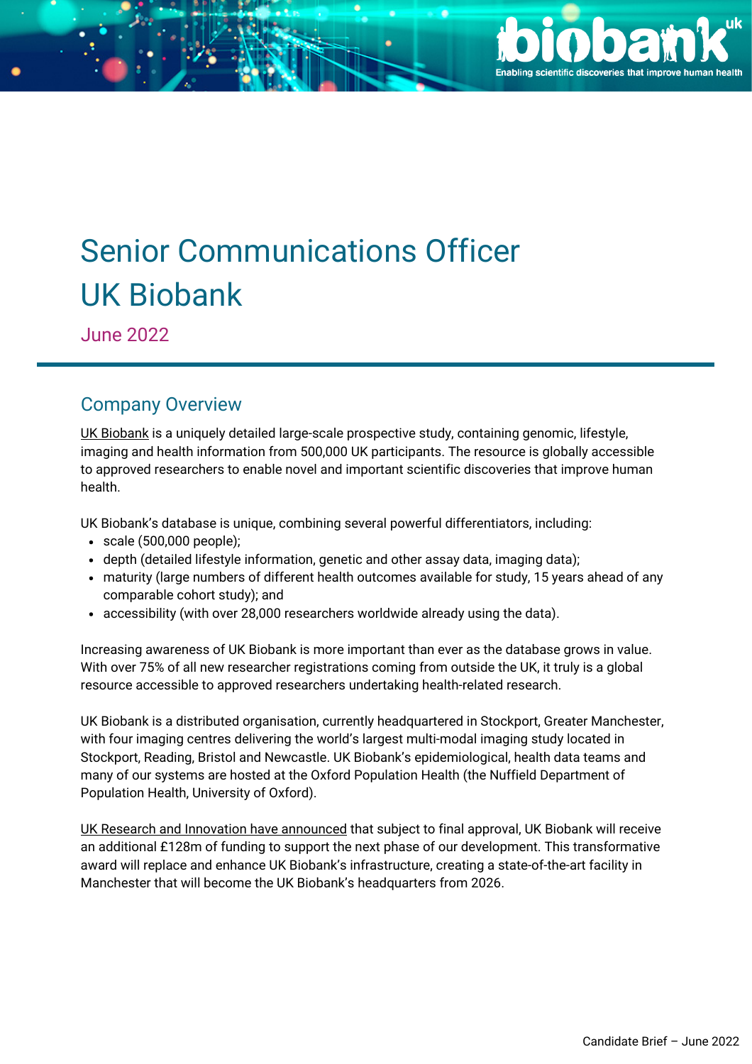# Senior Communications Officer
# UK Biobank

June 2022

## Company Overview

UK Biobank is a uniquely detailed large-scale prospective study, containing genomic, lifestyle, imaging and health information from 500,000 UK participants. The resource is globally accessible to approved researchers to enable novel and important scientific discoveries that improve human health.

UK Biobank's database is unique, combining several powerful differentiators, including:

- scale (500,000 people);
- depth (detailed lifestyle information, genetic and other assay data, imaging data);
- maturity (large numbers of different health outcomes available for study, 15 years ahead of any comparable cohort study); and
- accessibility (with over 28,000 researchers worldwide already using the data).

Increasing awareness of UK Biobank is more important than ever as the database grows in value. With over 75% of all new researcher registrations coming from outside the UK, it truly is a global resource accessible to approved researchers undertaking health-related research.

UK Biobank is a distributed organisation, currently headquartered in Stockport, Greater Manchester, with four imaging centres delivering the world's largest multi-modal imaging study located in Stockport, Reading, Bristol and Newcastle. UK Biobank's epidemiological, health data teams and many of our systems are hosted at the Oxford Population Health (the Nuffield Department of Population Health, University of Oxford).

UK Research and Innovation have announced that subject to final approval, UK Biobank will receive an additional £128m of funding to support the next phase of our development. This transformative award will replace and enhance UK Biobank's infrastructure, creating a state-of-the-art facility in Manchester that will become the UK Biobank's headquarters from 2026.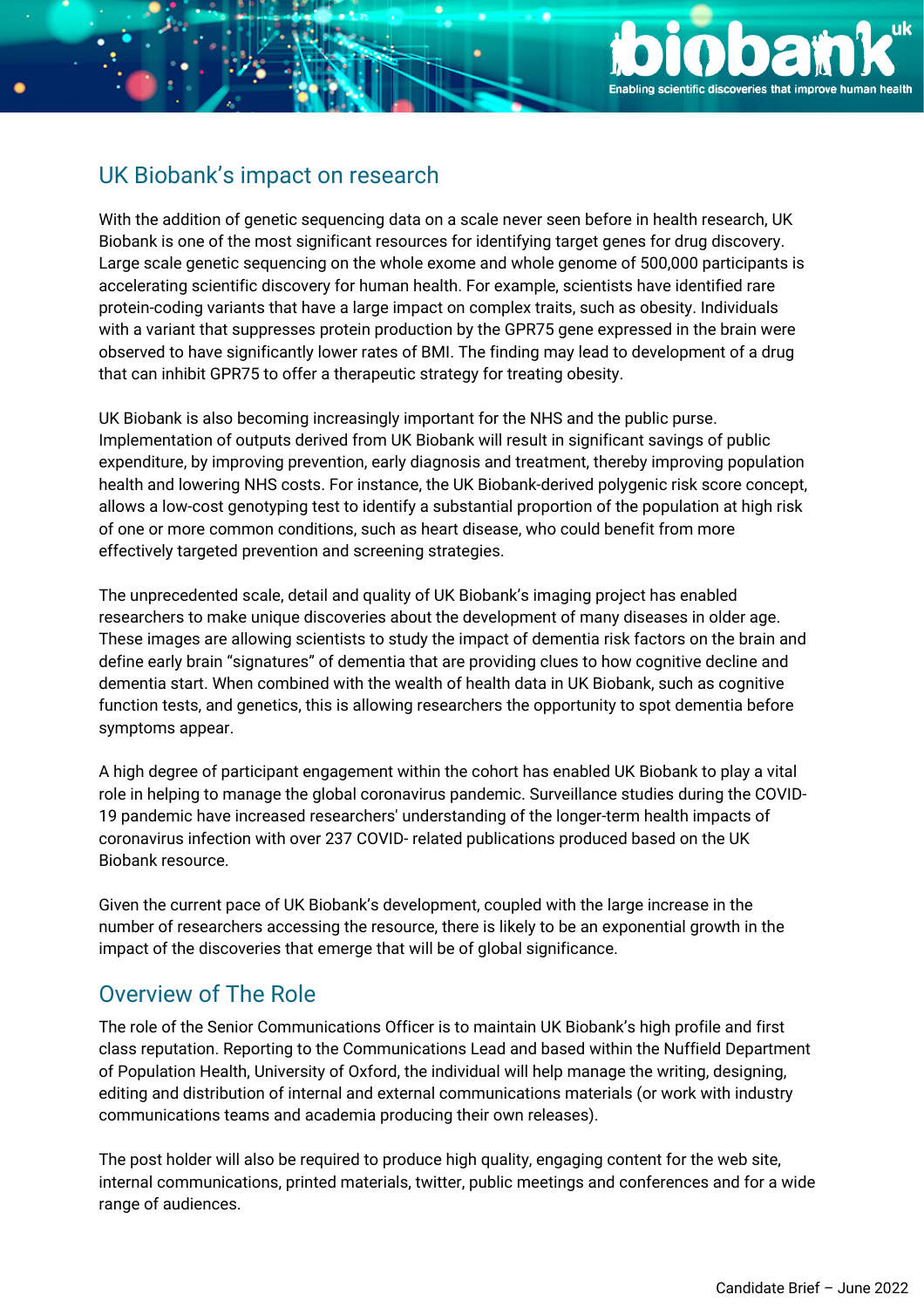## UK Biobank's impact on research

With the addition of genetic sequencing data on a scale never seen before in health research, UK Biobank is one of the most significant resources for identifying target genes for drug discovery. Large scale genetic sequencing on the whole exome and whole genome of 500,000 participants is accelerating scientific discovery for human health. For example, scientists have identified rare protein-coding variants that have a large impact on complex traits, such as obesity. Individuals with a variant that suppresses protein production by the GPR75 gene expressed in the brain were observed to have significantly lower rates of BMI. The finding may lead to development of a drug that can inhibit GPR75 to offer a therapeutic strategy for treating obesity.

UK Biobank is also becoming increasingly important for the NHS and the public purse. Implementation of outputs derived from UK Biobank will result in significant savings of public expenditure, by improving prevention, early diagnosis and treatment, thereby improving population health and lowering NHS costs. For instance, the UK Biobank-derived polygenic risk score concept, allows a low-cost genotyping test to identify a substantial proportion of the population at high risk of one or more common conditions, such as heart disease, who could benefit from more effectively targeted prevention and screening strategies.

The unprecedented scale, detail and quality of UK Biobank's imaging project has enabled researchers to make unique discoveries about the development of many diseases in older age. These images are allowing scientists to study the impact of dementia risk factors on the brain and define early brain "signatures" of dementia that are providing clues to how cognitive decline and dementia start. When combined with the wealth of health data in UK Biobank, such as cognitive function tests, and genetics, this is allowing researchers the opportunity to spot dementia before symptoms appear.

A high degree of participant engagement within the cohort has enabled UK Biobank to play a vital role in helping to manage the global coronavirus pandemic. Surveillance studies during the COVID-19 pandemic have increased researchers' understanding of the longer-term health impacts of coronavirus infection with over 237 COVID- related publications produced based on the UK Biobank resource.

Given the current pace of UK Biobank's development, coupled with the large increase in the number of researchers accessing the resource, there is likely to be an exponential growth in the impact of the discoveries that emerge that will be of global significance.

## Overview of The Role

The role of the Senior Communications Officer is to maintain UK Biobank's high profile and first class reputation. Reporting to the Communications Lead and based within the Nuffield Department of Population Health, University of Oxford, the individual will help manage the writing, designing, editing and distribution of internal and external communications materials (or work with industry communications teams and academia producing their own releases).

The post holder will also be required to produce high quality, engaging content for the web site, internal communications, printed materials, twitter, public meetings and conferences and for a wide range of audiences.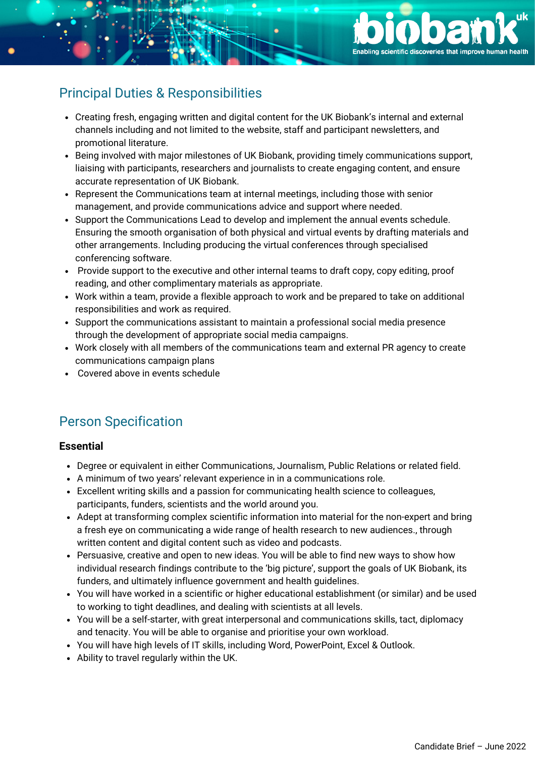## Principal Duties & Responsibilities

- Creating fresh, engaging written and digital content for the UK Biobank's internal and external channels including and not limited to the website, staff and participant newsletters, and promotional literature.
- Being involved with major milestones of UK Biobank, providing timely communications support, liaising with participants, researchers and journalists to create engaging content, and ensure accurate representation of UK Biobank.
- Represent the Communications team at internal meetings, including those with senior management, and provide communications advice and support where needed.
- Support the Communications Lead to develop and implement the annual events schedule. Ensuring the smooth organisation of both physical and virtual events by drafting materials and other arrangements. Including producing the virtual conferences through specialised conferencing software.
- Provide support to the executive and other internal teams to draft copy, copy editing, proof reading, and other complimentary materials as appropriate.
- Work within a team, provide a flexible approach to work and be prepared to take on additional responsibilities and work as required.
- Support the communications assistant to maintain a professional social media presence through the development of appropriate social media campaigns.
- Work closely with all members of the communications team and external PR agency to create communications campaign plans
- Covered above in events schedule

## Person Specification

### Essential

- Degree or equivalent in either Communications, Journalism, Public Relations or related field.
- A minimum of two years' relevant experience in in a communications role.
- Excellent writing skills and a passion for communicating health science to colleagues, participants, funders, scientists and the world around you.
- Adept at transforming complex scientific information into material for the non-expert and bring a fresh eye on communicating a wide range of health research to new audiences., through written content and digital content such as video and podcasts.
- Persuasive, creative and open to new ideas. You will be able to find new ways to show how individual research findings contribute to the 'big picture', support the goals of UK Biobank, its funders, and ultimately influence government and health guidelines.
- You will have worked in a scientific or higher educational establishment (or similar) and be used to working to tight deadlines, and dealing with scientists at all levels.
- You will be a self-starter, with great interpersonal and communications skills, tact, diplomacy and tenacity. You will be able to organise and prioritise your own workload.
- You will have high levels of IT skills, including Word, PowerPoint, Excel & Outlook.
- Ability to travel regularly within the UK.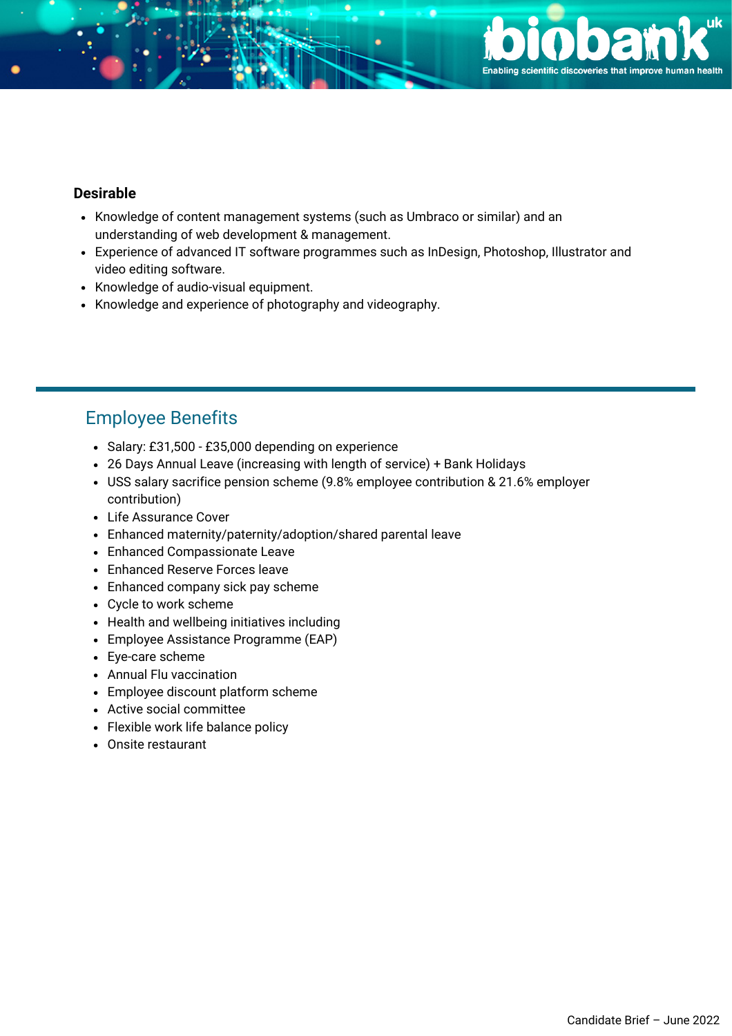**Desirable**

- Knowledge of content management systems (such as Umbraco or similar) and an understanding of web development & management.
- Experience of advanced IT software programmes such as InDesign, Photoshop, Illustrator and video editing software.
- Knowledge of audio-visual equipment.
- Knowledge and experience of photography and videography.

## Employee Benefits

- Salary: £31,500 - £35,000 depending on experience
- 26 Days Annual Leave (increasing with length of service) + Bank Holidays
- USS salary sacrifice pension scheme (9.8% employee contribution & 21.6% employer contribution)
- Life Assurance Cover
- Enhanced maternity/paternity/adoption/shared parental leave
- Enhanced Compassionate Leave
- Enhanced Reserve Forces leave
- Enhanced company sick pay scheme
- Cycle to work scheme
- Health and wellbeing initiatives including
- Employee Assistance Programme (EAP)
- Eye-care scheme
- Annual Flu vaccination
- Employee discount platform scheme
- Active social committee
- Flexible work life balance policy
- Onsite restaurant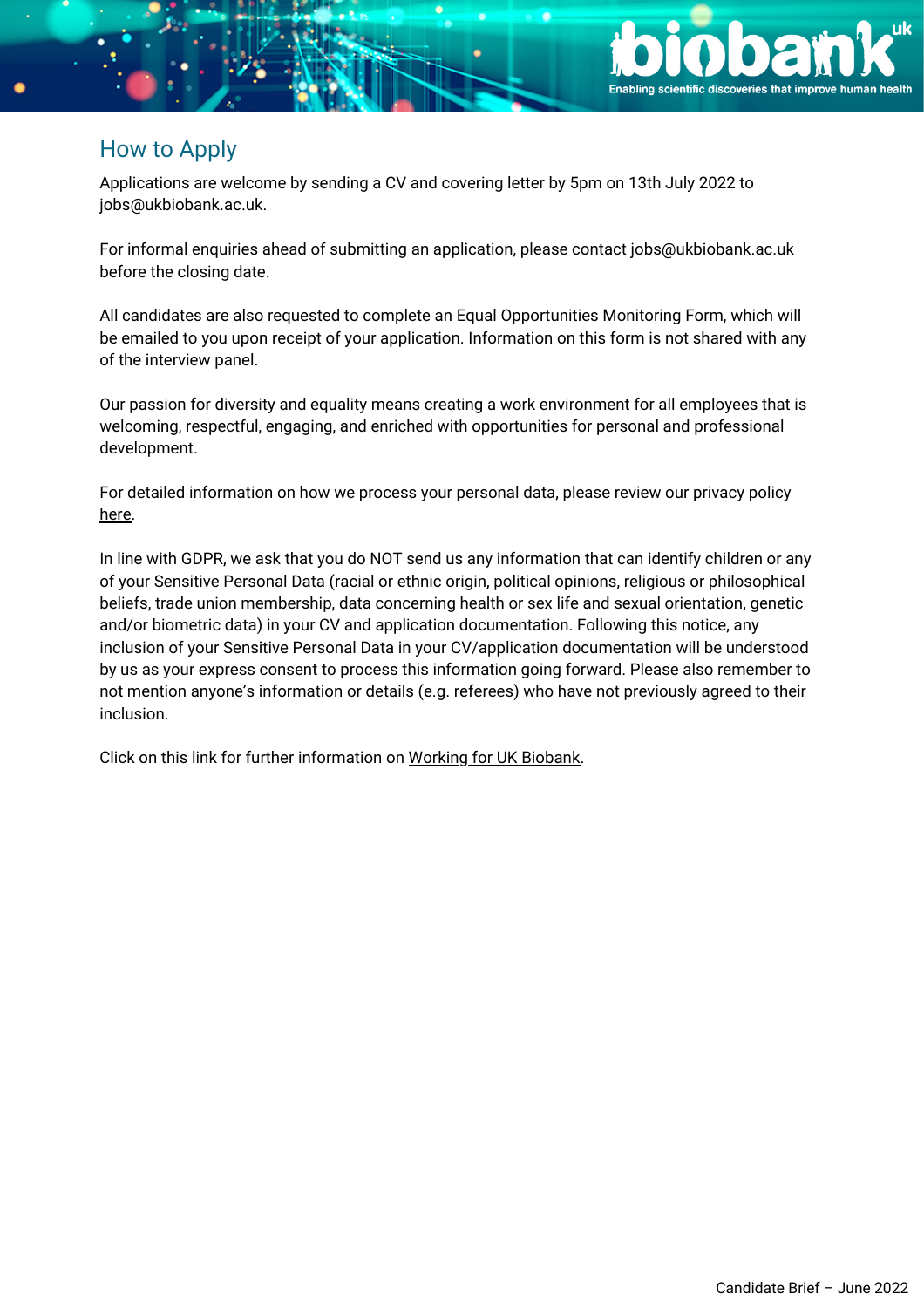## How to Apply

Applications are welcome by sending a CV and covering letter by 5pm on 13th July 2022 to jobs@ukbiobank.ac.uk.

For informal enquiries ahead of submitting an application, please contact jobs@ukbiobank.ac.uk before the closing date.

All candidates are also requested to complete an Equal Opportunities Monitoring Form, which will be emailed to you upon receipt of your application. Information on this form is not shared with any of the interview panel.

Our passion for diversity and equality means creating a work environment for all employees that is welcoming, respectful, engaging, and enriched with opportunities for personal and professional development.

For detailed information on how we process your personal data, please review our privacy policy here.

In line with GDPR, we ask that you do NOT send us any information that can identify children or any of your Sensitive Personal Data (racial or ethnic origin, political opinions, religious or philosophical beliefs, trade union membership, data concerning health or sex life and sexual orientation, genetic and/or biometric data) in your CV and application documentation. Following this notice, any inclusion of your Sensitive Personal Data in your CV/application documentation will be understood by us as your express consent to process this information going forward. Please also remember to not mention anyone's information or details (e.g. referees) who have not previously agreed to their inclusion.

Click on this link for further information on Working for UK Biobank.